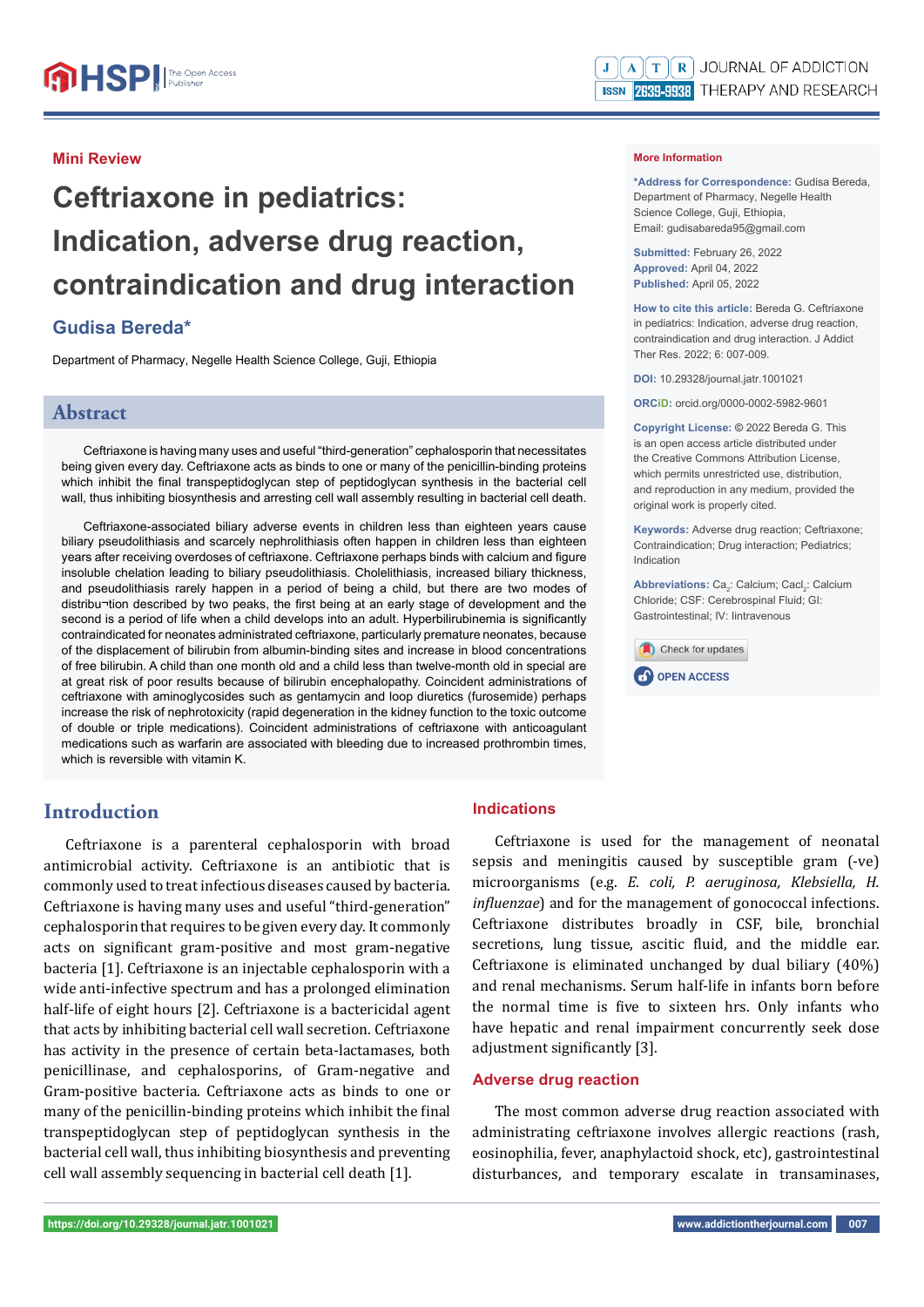Mini Review

# Ceftriaxone in pediatrics: Indication, adverse drug reaction, contraindication and drug interaction

**Gudisa Bereda***

Department of Pharmacy, Negelle Health Science College, Guji, Ethiopia

**More Information**

***Address for Correspondence:** Gudisa Bereda, Department of Pharmacy, Negelle Health Science College, Guji, Ethiopia, Email: gudisabareda95@gmail.com

**Submitted:** February 26, 2022
**Approved:** April 04, 2022
**Published:** April 05, 2022

**How to cite this article:** Bereda G. Ceftriaxone in pediatrics: Indication, adverse drug reaction, contraindication and drug interaction. J Addict Ther Res. 2022; 6: 007-009.

**DOI:** 10.29328/journal.jatr.1001021

**ORCiD:** orcid.org/0000-0002-5982-9601

**Copyright License:** © 2022 Bereda G. This is an open access article distributed under the Creative Commons Attribution License, which permits unrestricted use, distribution, and reproduction in any medium, provided the original work is properly cited.

**Keywords:** Adverse drug reaction; Ceftriaxone; Contraindication; Drug interaction; Pediatrics; Indication

**Abbreviations:** $Ca_2$: Calcium; $Cacl_2$: Calcium Chloride; CSF: Cerebrospinal Fluid; GI: Gastrointestinal; IV: Iintravenous

OPEN ACCESS

## Abstract

Ceftriaxone is having many uses and useful "third-generation" cephalosporin that necessitates being given every day. Ceftriaxone acts as binds to one or many of the penicillin-binding proteins which inhibit the final transpeptidoglycan step of peptidoglycan synthesis in the bacterial cell wall, thus inhibiting biosynthesis and arresting cell wall assembly resulting in bacterial cell death.

Ceftriaxone-associated biliary adverse events in children less than eighteen years cause biliary pseudolithiasis and scarcely nephrolithiasis often happen in children less than eighteen years after receiving overdoses of ceftriaxone. Ceftriaxone perhaps binds with calcium and figure insoluble chelation leading to biliary pseudolithiasis. Cholelithiasis, increased biliary thickness, and pseudolithiasis rarely happen in a period of being a child, but there are two modes of distribu¬tion described by two peaks, the first being at an early stage of development and the second is a period of life when a child develops into an adult. Hyperbilirubinemia is significantly contraindicated for neonates administrated ceftriaxone, particularly premature neonates, because of the displacement of bilirubin from albumin-binding sites and increase in blood concentrations of free bilirubin. A child than one month old and a child less than twelve-month old in special are at great risk of poor results because of bilirubin encephalopathy. Coincident administrations of ceftriaxone with aminoglycosides such as gentamycin and loop diuretics (furosemide) perhaps increase the risk of nephrotoxicity (rapid degeneration in the kidney function to the toxic outcome of double or triple medications). Coincident administrations of ceftriaxone with anticoagulant medications such as warfarin are associated with bleeding due to increased prothrombin times, which is reversible with vitamin K.

## Introduction

Ceftriaxone is a parenteral cephalosporin with broad antimicrobial activity. Ceftriaxone is an antibiotic that is commonly used to treat infectious diseases caused by bacteria. Ceftriaxone is having many uses and useful "third-generation" cephalosporin that requires to be given every day. It commonly acts on significant gram-positive and most gram-negative bacteria [1]. Ceftriaxone is an injectable cephalosporin with a wide anti-infective spectrum and has a prolonged elimination half-life of eight hours [2]. Ceftriaxone is a bactericidal agent that acts by inhibiting bacterial cell wall secretion. Ceftriaxone has activity in the presence of certain beta-lactamases, both penicillinase, and cephalosporins, of Gram-negative and Gram-positive bacteria. Ceftriaxone acts as binds to one or many of the penicillin-binding proteins which inhibit the final transpeptidoglycan step of peptidoglycan synthesis in the bacterial cell wall, thus inhibiting biosynthesis and preventing cell wall assembly sequencing in bacterial cell death [1].

## Indications

Ceftriaxone is used for the management of neonatal sepsis and meningitis caused by susceptible gram (-ve) microorganisms (e.g. *E. coli, P. aeruginosa, Klebsiella, H. influenzae*) and for the management of gonococcal infections. Ceftriaxone distributes broadly in CSF, bile, bronchial secretions, lung tissue, ascitic fluid, and the middle ear. Ceftriaxone is eliminated unchanged by dual biliary (40%) and renal mechanisms. Serum half-life in infants born before the normal time is five to sixteen hrs. Only infants who have hepatic and renal impairment concurrently seek dose adjustment significantly [3].

## Adverse drug reaction

The most common adverse drug reaction associated with administrating ceftriaxone involves allergic reactions (rash, eosinophilia, fever, anaphylactoid shock, etc), gastrointestinal disturbances, and temporary escalate in transaminases,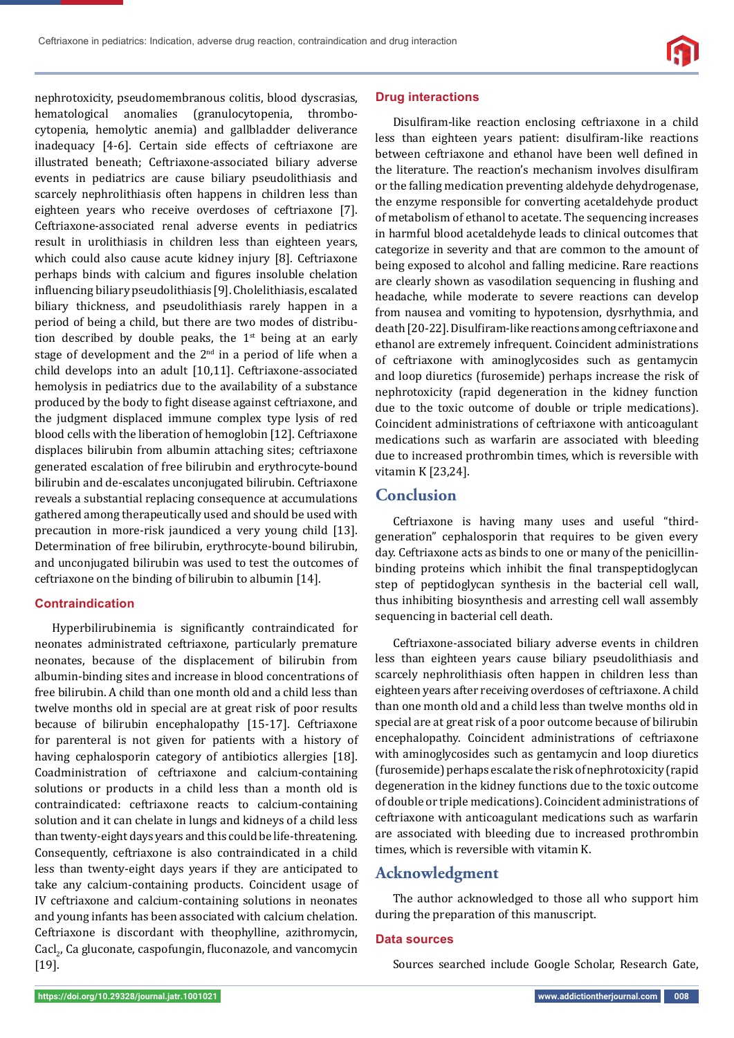nephrotoxicity, pseudomembranous colitis, blood dyscrasias, hematological anomalies (granulocytopenia, thrombocytopenia, hemolytic anemia) and gallbladder deliverance inadequacy [4-6]. Certain side effects of ceftriaxone are illustrated beneath; Ceftriaxone-associated biliary adverse events in pediatrics are cause biliary pseudolithiasis and scarcely nephrolithiasis often happens in children less than eighteen years who receive overdoses of ceftriaxone [7]. Ceftriaxone-associated renal adverse events in pediatrics result in urolithiasis in children less than eighteen years, which could also cause acute kidney injury [8]. Ceftriaxone perhaps binds with calcium and figures insoluble chelation influencing biliary pseudolithiasis [9]. Cholelithiasis, escalated biliary thickness, and pseudolithiasis rarely happen in a period of being a child, but there are two modes of distribution described by double peaks, the 1st being at an early stage of development and the 2nd in a period of life when a child develops into an adult [10,11]. Ceftriaxone-associated hemolysis in pediatrics due to the availability of a substance produced by the body to fight disease against ceftriaxone, and the judgment displaced immune complex type lysis of red blood cells with the liberation of hemoglobin [12]. Ceftriaxone displaces bilirubin from albumin attaching sites; ceftriaxone generated escalation of free bilirubin and erythrocyte-bound bilirubin and de-escalates unconjugated bilirubin. Ceftriaxone reveals a substantial replacing consequence at accumulations gathered among therapeutically used and should be used with precaution in more-risk jaundiced a very young child [13]. Determination of free bilirubin, erythrocyte-bound bilirubin, and unconjugated bilirubin was used to test the outcomes of ceftriaxone on the binding of bilirubin to albumin [14].

### Contraindication

Hyperbilirubinemia is significantly contraindicated for neonates administrated ceftriaxone, particularly premature neonates, because of the displacement of bilirubin from albumin-binding sites and increase in blood concentrations of free bilirubin. A child than one month old and a child less than twelve months old in special are at great risk of poor results because of bilirubin encephalopathy [15-17]. Ceftriaxone for parenteral is not given for patients with a history of having cephalosporin category of antibiotics allergies [18]. Coadministration of ceftriaxone and calcium-containing solutions or products in a child less than a month old is contraindicated: ceftriaxone reacts to calcium-containing solution and it can chelate in lungs and kidneys of a child less than twenty-eight days years and this could be life-threatening. Consequently, ceftriaxone is also contraindicated in a child less than twenty-eight days years if they are anticipated to take any calcium-containing products. Coincident usage of IV ceftriaxone and calcium-containing solutions in neonates and young infants has been associated with calcium chelation. Ceftriaxone is discordant with theophylline, azithromycin, $CaCl_2$, Ca gluconate, caspofungin, fluconazole, and vancomycin [19].

### Drug interactions

Disulfiram-like reaction enclosing ceftriaxone in a child less than eighteen years patient: disulfiram-like reactions between ceftriaxone and ethanol have been well defined in the literature. The reaction's mechanism involves disulfiram or the falling medication preventing aldehyde dehydrogenase, the enzyme responsible for converting acetaldehyde product of metabolism of ethanol to acetate. The sequencing increases in harmful blood acetaldehyde leads to clinical outcomes that categorize in severity and that are common to the amount of being exposed to alcohol and falling medicine. Rare reactions are clearly shown as vasodilation sequencing in flushing and headache, while moderate to severe reactions can develop from nausea and vomiting to hypotension, dysrhythmia, and death [20-22]. Disulfiram-like reactions among ceftriaxone and ethanol are extremely infrequent. Coincident administrations of ceftriaxone with aminoglycosides such as gentamycin and loop diuretics (furosemide) perhaps increase the risk of nephrotoxicity (rapid degeneration in the kidney function due to the toxic outcome of double or triple medications). Coincident administrations of ceftriaxone with anticoagulant medications such as warfarin are associated with bleeding due to increased prothrombin times, which is reversible with vitamin K [23,24].

## Conclusion

Ceftriaxone is having many uses and useful "third-generation" cephalosporin that requires to be given every day. Ceftriaxone acts as binds to one or many of the penicillin-binding proteins which inhibit the final transpeptidoglycan step of peptidoglycan synthesis in the bacterial cell wall, thus inhibiting biosynthesis and arresting cell wall assembly sequencing in bacterial cell death.

Ceftriaxone-associated biliary adverse events in children less than eighteen years cause biliary pseudolithiasis and scarcely nephrolithiasis often happen in children less than eighteen years after receiving overdoses of ceftriaxone. A child than one month old and a child less than twelve months old in special are at great risk of a poor outcome because of bilirubin encephalopathy. Coincident administrations of ceftriaxone with aminoglycosides such as gentamycin and loop diuretics (furosemide) perhaps escalate the risk of nephrotoxicity (rapid degeneration in the kidney functions due to the toxic outcome of double or triple medications). Coincident administrations of ceftriaxone with anticoagulant medications such as warfarin are associated with bleeding due to increased prothrombin times, which is reversible with vitamin K.

## Acknowledgment

The author acknowledged to those all who support him during the preparation of this manuscript.

### Data sources

Sources searched include Google Scholar, Research Gate,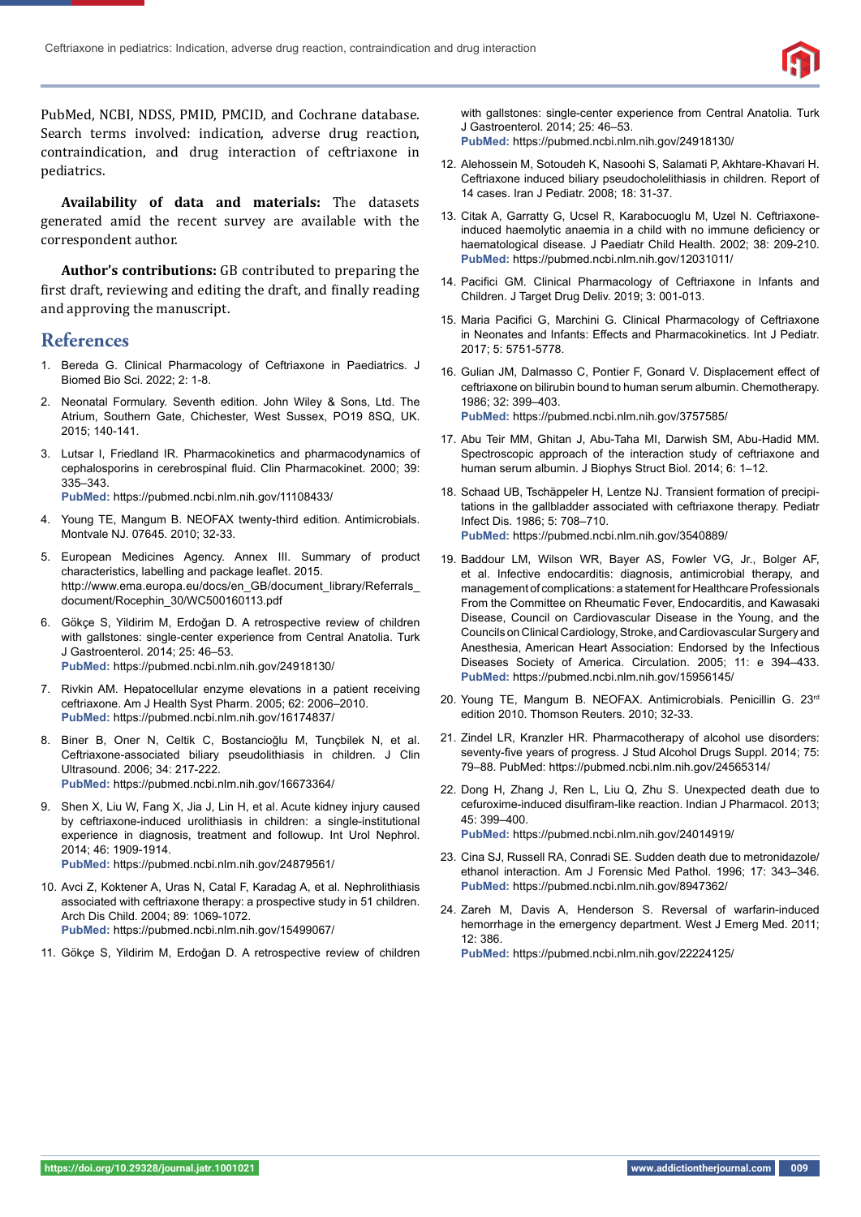PubMed, NCBI, NDSS, PMID, PMCID, and Cochrane database. Search terms involved: indication, adverse drug reaction, contraindication, and drug interaction of ceftriaxone in pediatrics.

**Availability of data and materials:** The datasets generated amid the recent survey are available with the correspondent author.

**Author's contributions:** GB contributed to preparing the first draft, reviewing and editing the draft, and finally reading and approving the manuscript.

## References

1. Bereda G. Clinical Pharmacology of Ceftriaxone in Paediatrics. J Biomed Bio Sci. 2022; 2: 1-8.
2. Neonatal Formulary. Seventh edition. John Wiley & Sons, Ltd. The Atrium, Southern Gate, Chichester, West Sussex, PO19 8SQ, UK. 2015; 140-141.
3. Lutsar I, Friedland IR. Pharmacokinetics and pharmacodynamics of cephalosporins in cerebrospinal fluid. Clin Pharmacokinet. 2000; 39: 335–343.
   **PubMed:** https://pubmed.ncbi.nlm.nih.gov/11108433/
4. Young TE, Mangum B. NEOFAX twenty-third edition. Antimicrobials. Montvale NJ. 07645. 2010; 32-33.
5. European Medicines Agency. Annex III. Summary of product characteristics, labelling and package leaflet. 2015. http://www.ema.europa.eu/docs/en_GB/document_library/Referrals_document/Rocephin_30/WC500160113.pdf
6. Gökçe S, Yildirim M, Erdoğan D. A retrospective review of children with gallstones: single-center experience from Central Anatolia. Turk J Gastroenterol. 2014; 25: 46–53.
   **PubMed:** https://pubmed.ncbi.nlm.nih.gov/24918130/
7. Rivkin AM. Hepatocellular enzyme elevations in a patient receiving ceftriaxone. Am J Health Syst Pharm. 2005; 62: 2006–2010.
   **PubMed:** https://pubmed.ncbi.nlm.nih.gov/16174837/
8. Biner B, Oner N, Celtik C, Bostancioğlu M, Tunçbilek N, et al. Ceftriaxone-associated biliary pseudolithiasis in children. J Clin Ultrasound. 2006; 34: 217-222.
   **PubMed:** https://pubmed.ncbi.nlm.nih.gov/16673364/
9. Shen X, Liu W, Fang X, Jia J, Lin H, et al. Acute kidney injury caused by ceftriaxone-induced urolithiasis in children: a single-institutional experience in diagnosis, treatment and followup. Int Urol Nephrol. 2014; 46: 1909-1914.
   **PubMed:** https://pubmed.ncbi.nlm.nih.gov/24879561/
10. Avci Z, Koktener A, Uras N, Catal F, Karadag A, et al. Nephrolithiasis associated with ceftriaxone therapy: a prospective study in 51 children. Arch Dis Child. 2004; 89: 1069-1072.
    **PubMed:** https://pubmed.ncbi.nlm.nih.gov/15499067/
11. Gökçe S, Yildirim M, Erdoğan D. A retrospective review of children with gallstones: single-center experience from Central Anatolia. Turk J Gastroenterol. 2014; 25: 46–53.
    **PubMed:** https://pubmed.ncbi.nlm.nih.gov/24918130/
12. Alehossein M, Sotoudeh K, Nasoohi S, Salamati P, Akhtare-Khavari H. Ceftriaxone induced biliary pseudocholelithiasis in children. Report of 14 cases. Iran J Pediatr. 2008; 18: 31-37.
13. Citak A, Garratty G, Ucsel R, Karabocuoglu M, Uzel N. Ceftriaxone-induced haemolytic anaemia in a child with no immune deficiency or haematological disease. J Paediatr Child Health. 2002; 38: 209-210.
    **PubMed:** https://pubmed.ncbi.nlm.nih.gov/12031011/
14. Pacifici GM. Clinical Pharmacology of Ceftriaxone in Infants and Children. J Target Drug Deliv. 2019; 3: 001-013.
15. Maria Pacifici G, Marchini G. Clinical Pharmacology of Ceftriaxone in Neonates and Infants: Effects and Pharmacokinetics. Int J Pediatr. 2017; 5: 5751-5778.
16. Gulian JM, Dalmasso C, Pontier F, Gonard V. Displacement effect of ceftriaxone on bilirubin bound to human serum albumin. Chemotherapy. 1986; 32: 399–403.
    **PubMed:** https://pubmed.ncbi.nlm.nih.gov/3757585/
17. Abu Teir MM, Ghitan J, Abu-Taha MI, Darwish SM, Abu-Hadid MM. Spectroscopic approach of the interaction study of ceftriaxone and human serum albumin. J Biophys Struct Biol. 2014; 6: 1–12.
18. Schaad UB, Tschäppeler H, Lentze NJ. Transient formation of precipitations in the gallbladder associated with ceftriaxone therapy. Pediatr Infect Dis. 1986; 5: 708–710.
    **PubMed:** https://pubmed.ncbi.nlm.nih.gov/3540889/
19. Baddour LM, Wilson WR, Bayer AS, Fowler VG, Jr., Bolger AF, et al. Infective endocarditis: diagnosis, antimicrobial therapy, and management of complications: a statement for Healthcare Professionals From the Committee on Rheumatic Fever, Endocarditis, and Kawasaki Disease, Council on Cardiovascular Disease in the Young, and the Councils on Clinical Cardiology, Stroke, and Cardiovascular Surgery and Anesthesia, American Heart Association: Endorsed by the Infectious Diseases Society of America. Circulation. 2005; 11: e 394–433.
    **PubMed:** https://pubmed.ncbi.nlm.nih.gov/15956145/
20. Young TE, Mangum B. NEOFAX. Antimicrobials. Penicillin G. 23rd edition 2010. Thomson Reuters. 2010; 32-33.
21. Zindel LR, Kranzler HR. Pharmacotherapy of alcohol use disorders: seventy-five years of progress. J Stud Alcohol Drugs Suppl. 2014; 75: 79–88. PubMed: https://pubmed.ncbi.nlm.nih.gov/24565314/
22. Dong H, Zhang J, Ren L, Liu Q, Zhu S. Unexpected death due to cefuroxime-induced disulfiram-like reaction. Indian J Pharmacol. 2013; 45: 399–400.
    **PubMed:** https://pubmed.ncbi.nlm.nih.gov/24014919/
23. Cina SJ, Russell RA, Conradi SE. Sudden death due to metronidazole/ethanol interaction. Am J Forensic Med Pathol. 1996; 17: 343–346.
    **PubMed:** https://pubmed.ncbi.nlm.nih.gov/8947362/
24. Zareh M, Davis A, Henderson S. Reversal of warfarin-induced hemorrhage in the emergency department. West J Emerg Med. 2011; 12: 386.
    **PubMed:** https://pubmed.ncbi.nlm.nih.gov/22224125/